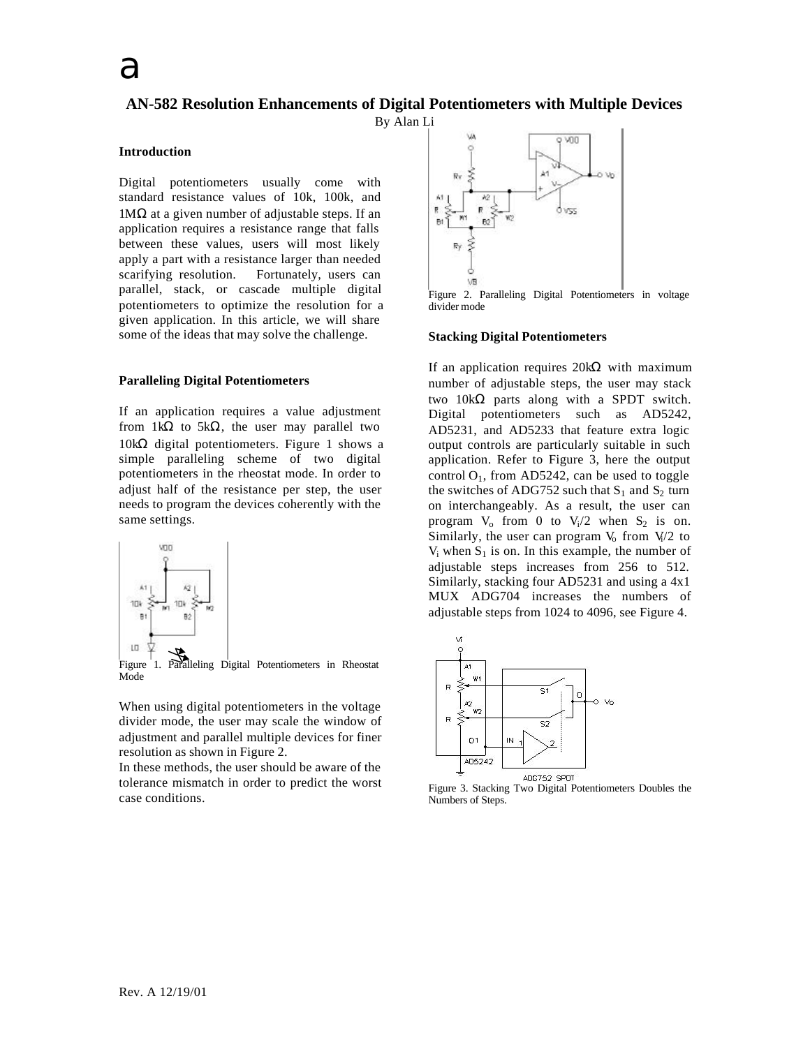a

# AN-582 Resolution Enhancements of Digital Potentiometers with Multiple Devices

By Alan Li

## Introduction

Digital potentiometers usually come with standard resistance values of 10k, 100k, and 1MΩ at a given number of adjustable steps. If an application requires a resistance range that falls between these values, users will most likely apply a part with a resistance larger than needed scarifying resolution. Fortunately, users can parallel, stack, or cascade multiple digital potentiometers to optimize the resolution for a given application. In this article, we will share some of the ideas that may solve the challenge.

## Paralleling Digital Potentiometers

If an application requires a value adjustment from 1kΩ to 5kΩ, the user may parallel two 10kΩ digital potentiometers. Figure 1 shows a simple paralleling scheme of two digital potentiometers in the rheostat mode. In order to adjust half of the resistance per step, the user needs to program the devices coherently with the same settings.

Figure 1. Paralleling Digital Potentiometers in Rheostat Mode

When using digital potentiometers in the voltage divider mode, the user may scale the window of adjustment and parallel multiple devices for finer resolution as shown in Figure 2.

In these methods, the user should be aware of the tolerance mismatch in order to predict the worst case conditions.

Figure 2. Paralleling Digital Potentiometers in voltage divider mode

## Stacking Digital Potentiometers

If an application requires 20kΩ with maximum number of adjustable steps, the user may stack two 10kΩ parts along with a SPDT switch. Digital potentiometers such as AD5242, AD5231, and AD5233 that feature extra logic output controls are particularly suitable in such application. Refer to Figure 3, here the output control $O_1$, from AD5242, can be used to toggle the switches of ADG752 such that $S_1$ and $S_2$ turn on interchangeably. As a result, the user can program $V_o$ from 0 to $V_i/2$ when $S_2$ is on. Similarly, the user can program $V_o$ from $V_i/2$ to $V_i$ when $S_1$ is on. In this example, the number of adjustable steps increases from 256 to 512. Similarly, stacking four AD5231 and using a 4x1 MUX ADG704 increases the numbers of adjustable steps from 1024 to 4096, see Figure 4.

Figure 3. Stacking Two Digital Potentiometers Doubles the Numbers of Steps.

Rev. A 12/19/01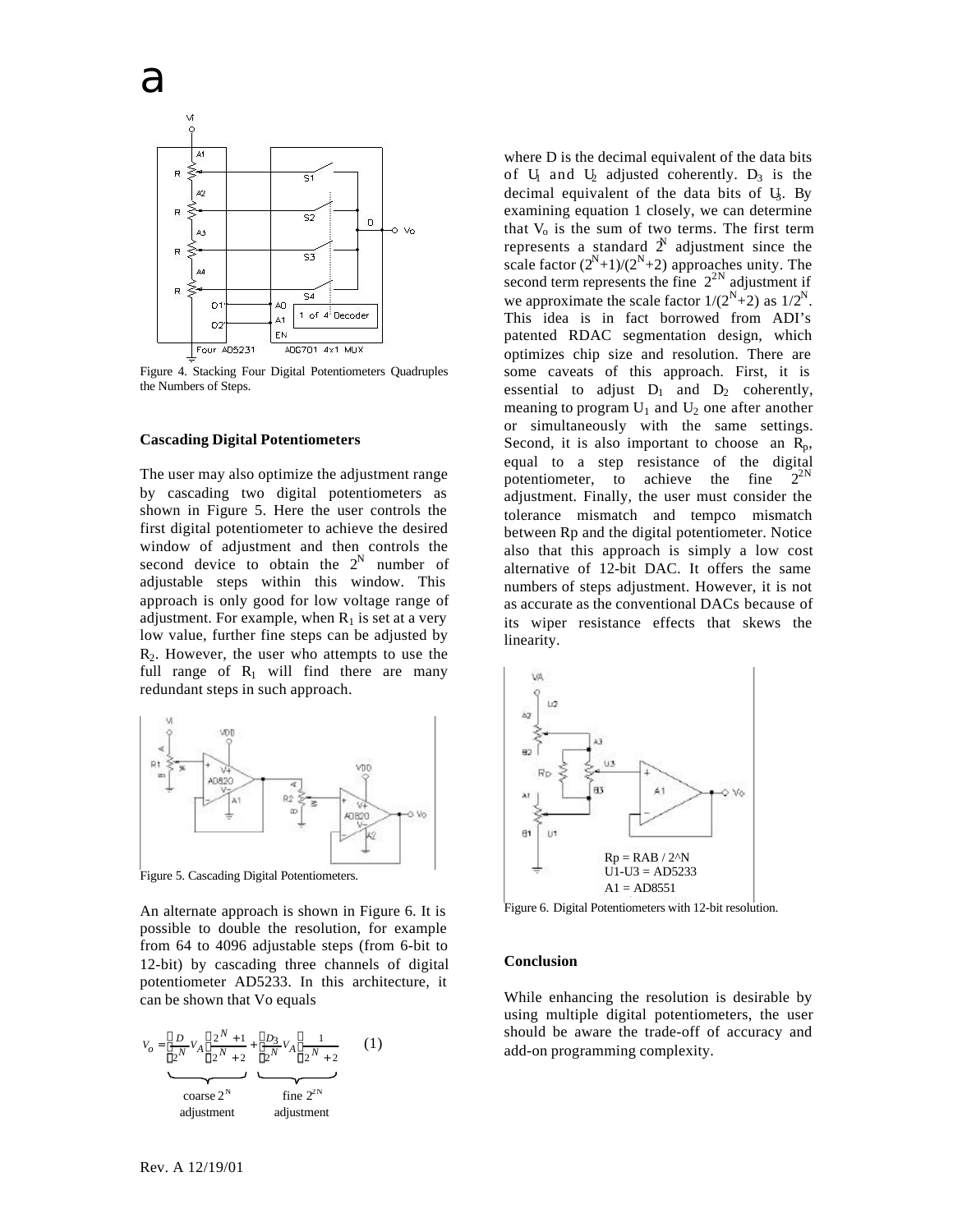Figure 4. Stacking Four Digital Potentiometers Quadruples the Numbers of Steps.

### Cascading Digital Potentiometers

The user may also optimize the adjustment range by cascading two digital potentiometers as shown in Figure 5. Here the user controls the first digital potentiometer to achieve the desired window of adjustment and then controls the second device to obtain the $2^N$ number of adjustable steps within this window. This approach is only good for low voltage range of adjustment. For example, when $R_1$ is set at a very low value, further fine steps can be adjusted by $R_2$. However, the user who attempts to use the full range of $R_1$ will find there are many redundant steps in such approach.

Figure 5. Cascading Digital Potentiometers.

An alternate approach is shown in Figure 6. It is possible to double the resolution, for example from 64 to 4096 adjustable steps (from 6-bit to 12-bit) by cascading three channels of digital potentiometer AD5233. In this architecture, it can be shown that Vo equals

$$V_o = \underbrace{\left(\frac{D}{2^N} V_A\right)\left(\frac{2^N+1}{2^N+2}\right)}_{\text{coarse } 2^N \text{ adjustment}} + \underbrace{\left(\frac{D_3}{2^N} V_A\right)\left(\frac{1}{2^N+2}\right)}_{\text{fine } 2^{2N} \text{ adjustment}} \qquad (1)$$

where D is the decimal equivalent of the data bits of $U_1$ and $U_2$ adjusted coherently. $D_3$ is the decimal equivalent of the data bits of $U_3$. By examining equation 1 closely, we can determine that $V_o$ is the sum of two terms. The first term represents a standard $2^N$ adjustment since the scale factor $(2^N+1)/(2^N+2)$ approaches unity. The second term represents the fine $2^{2N}$ adjustment if we approximate the scale factor $1/(2^N+2)$ as $1/2^N$. This idea is in fact borrowed from ADI's patented RDAC segmentation design, which optimizes chip size and resolution. There are some caveats of this approach. First, it is essential to adjust $D_1$ and $D_2$ coherently, meaning to program $U_1$ and $U_2$ one after another or simultaneously with the same settings. Second, it is also important to choose an $R_p$, equal to a step resistance of the digital potentiometer, to achieve the fine $2^{2N}$ adjustment. Finally, the user must consider the tolerance mismatch and tempco mismatch between Rp and the digital potentiometer. Notice also that this approach is simply a low cost alternative of 12-bit DAC. It offers the same numbers of steps adjustment. However, it is not as accurate as the conventional DACs because of its wiper resistance effects that skews the linearity.

Rp = RAB / 2^N
U1-U3 = AD5233
A1 = AD8551

Figure 6. Digital Potentiometers with 12-bit resolution.

### Conclusion

While enhancing the resolution is desirable by using multiple digital potentiometers, the user should be aware the trade-off of accuracy and add-on programming complexity.

Rev. A 12/19/01